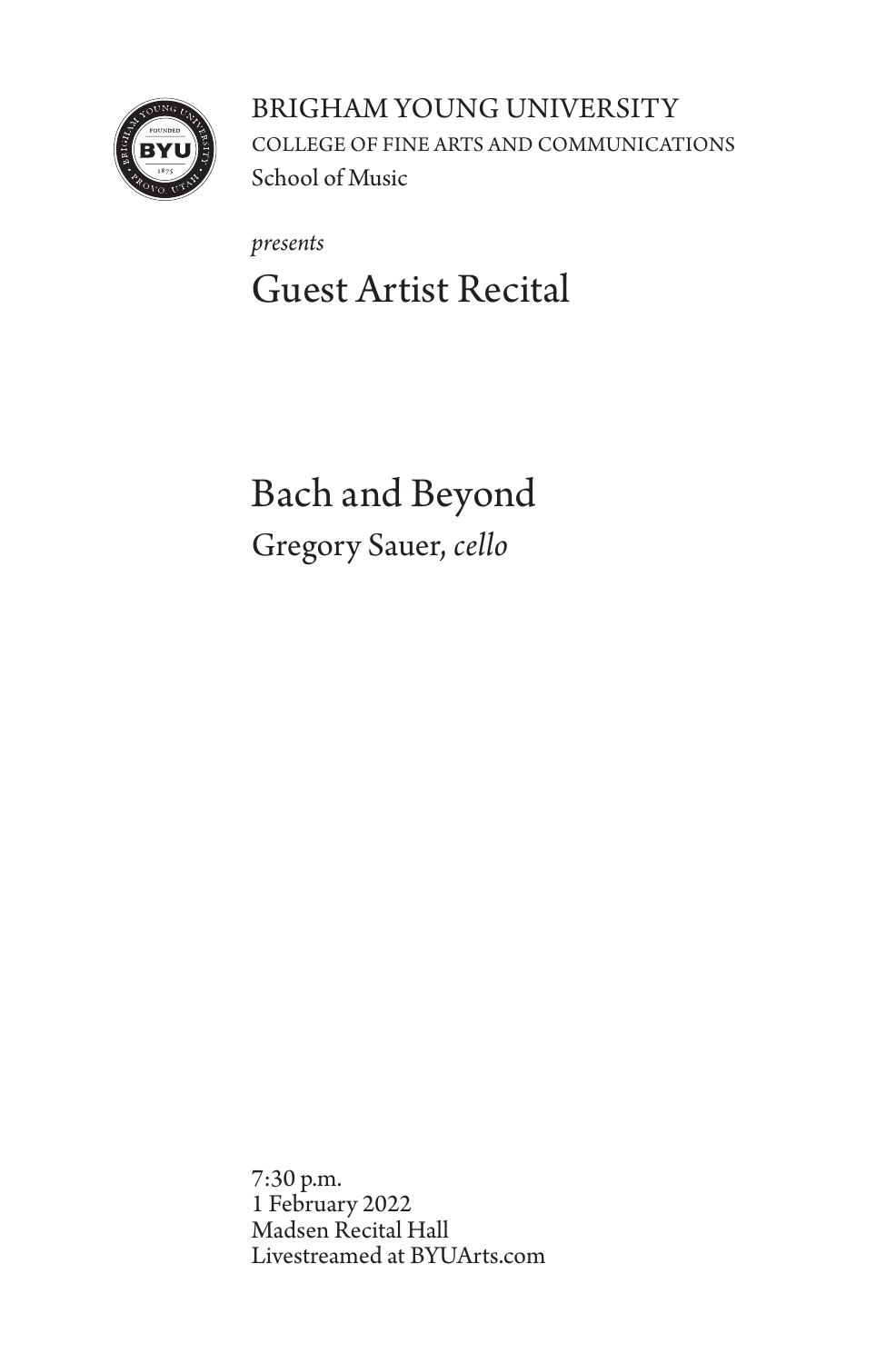BRIGHAM YOUNG UNIVERSITY

COLLEGE OF FINE ARTS AND COMMUNICATIONS

School of Music

*presents*

# Guest Artist Recital

## Bach and Beyond

Gregory Sauer, *cello*

7:30 p.m.
1 February 2022
Madsen Recital Hall
Livestreamed at BYUArts.com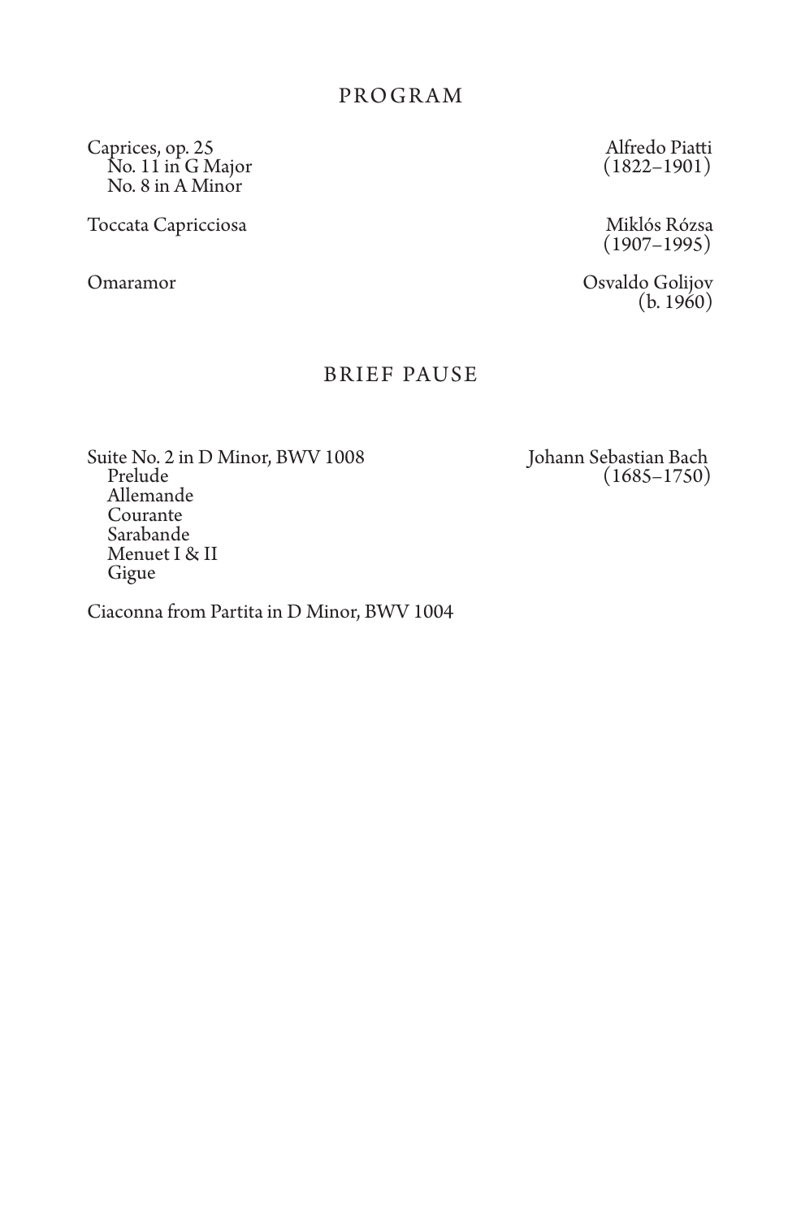## PROGRAM

Caprices, op. 25 — Alfredo Piatti (1822–1901)
- No. 11 in G Major
- No. 8 in A Minor

Toccata Capricciosa — Miklós Rózsa (1907–1995)

Omaramor — Osvaldo Golijov (b. 1960)

## BRIEF PAUSE

Suite No. 2 in D Minor, BWV 1008 — Johann Sebastian Bach (1685–1750)
- Prelude
- Allemande
- Courante
- Sarabande
- Menuet I & II
- Gigue

Ciaconna from Partita in D Minor, BWV 1004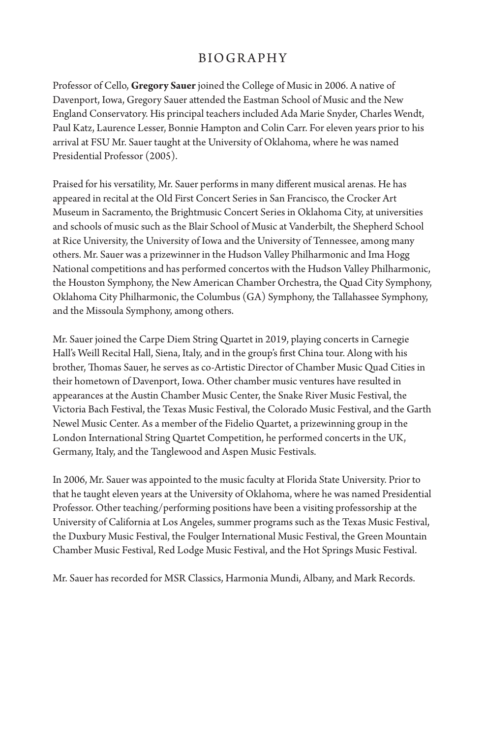# BIOGRAPHY

Professor of Cello, **Gregory Sauer** joined the College of Music in 2006. A native of Davenport, Iowa, Gregory Sauer attended the Eastman School of Music and the New England Conservatory. His principal teachers included Ada Marie Snyder, Charles Wendt, Paul Katz, Laurence Lesser, Bonnie Hampton and Colin Carr. For eleven years prior to his arrival at FSU Mr. Sauer taught at the University of Oklahoma, where he was named Presidential Professor (2005).

Praised for his versatility, Mr. Sauer performs in many different musical arenas. He has appeared in recital at the Old First Concert Series in San Francisco, the Crocker Art Museum in Sacramento, the Brightmusic Concert Series in Oklahoma City, at universities and schools of music such as the Blair School of Music at Vanderbilt, the Shepherd School at Rice University, the University of Iowa and the University of Tennessee, among many others. Mr. Sauer was a prizewinner in the Hudson Valley Philharmonic and Ima Hogg National competitions and has performed concertos with the Hudson Valley Philharmonic, the Houston Symphony, the New American Chamber Orchestra, the Quad City Symphony, Oklahoma City Philharmonic, the Columbus (GA) Symphony, the Tallahassee Symphony, and the Missoula Symphony, among others.

Mr. Sauer joined the Carpe Diem String Quartet in 2019, playing concerts in Carnegie Hall's Weill Recital Hall, Siena, Italy, and in the group's first China tour. Along with his brother, Thomas Sauer, he serves as co-Artistic Director of Chamber Music Quad Cities in their hometown of Davenport, Iowa. Other chamber music ventures have resulted in appearances at the Austin Chamber Music Center, the Snake River Music Festival, the Victoria Bach Festival, the Texas Music Festival, the Colorado Music Festival, and the Garth Newel Music Center. As a member of the Fidelio Quartet, a prizewinning group in the London International String Quartet Competition, he performed concerts in the UK, Germany, Italy, and the Tanglewood and Aspen Music Festivals.

In 2006, Mr. Sauer was appointed to the music faculty at Florida State University. Prior to that he taught eleven years at the University of Oklahoma, where he was named Presidential Professor. Other teaching/performing positions have been a visiting professorship at the University of California at Los Angeles, summer programs such as the Texas Music Festival, the Duxbury Music Festival, the Foulger International Music Festival, the Green Mountain Chamber Music Festival, Red Lodge Music Festival, and the Hot Springs Music Festival.

Mr. Sauer has recorded for MSR Classics, Harmonia Mundi, Albany, and Mark Records.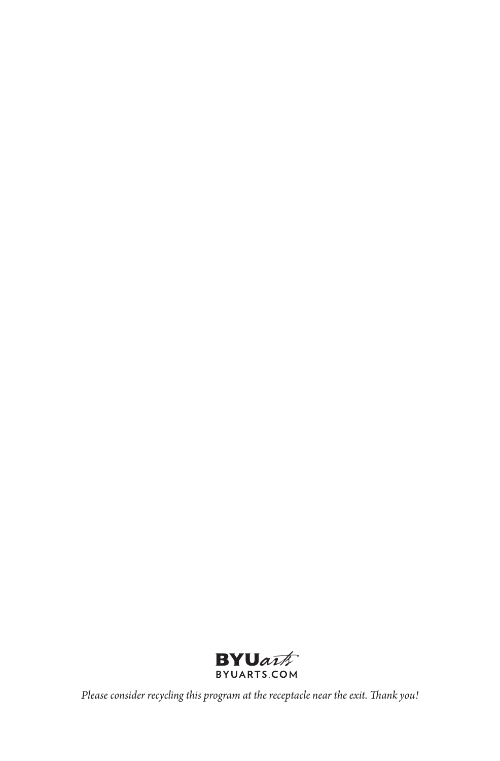BYUarts

BYUARTS.COM

*Please consider recycling this program at the receptacle near the exit. Thank you!*